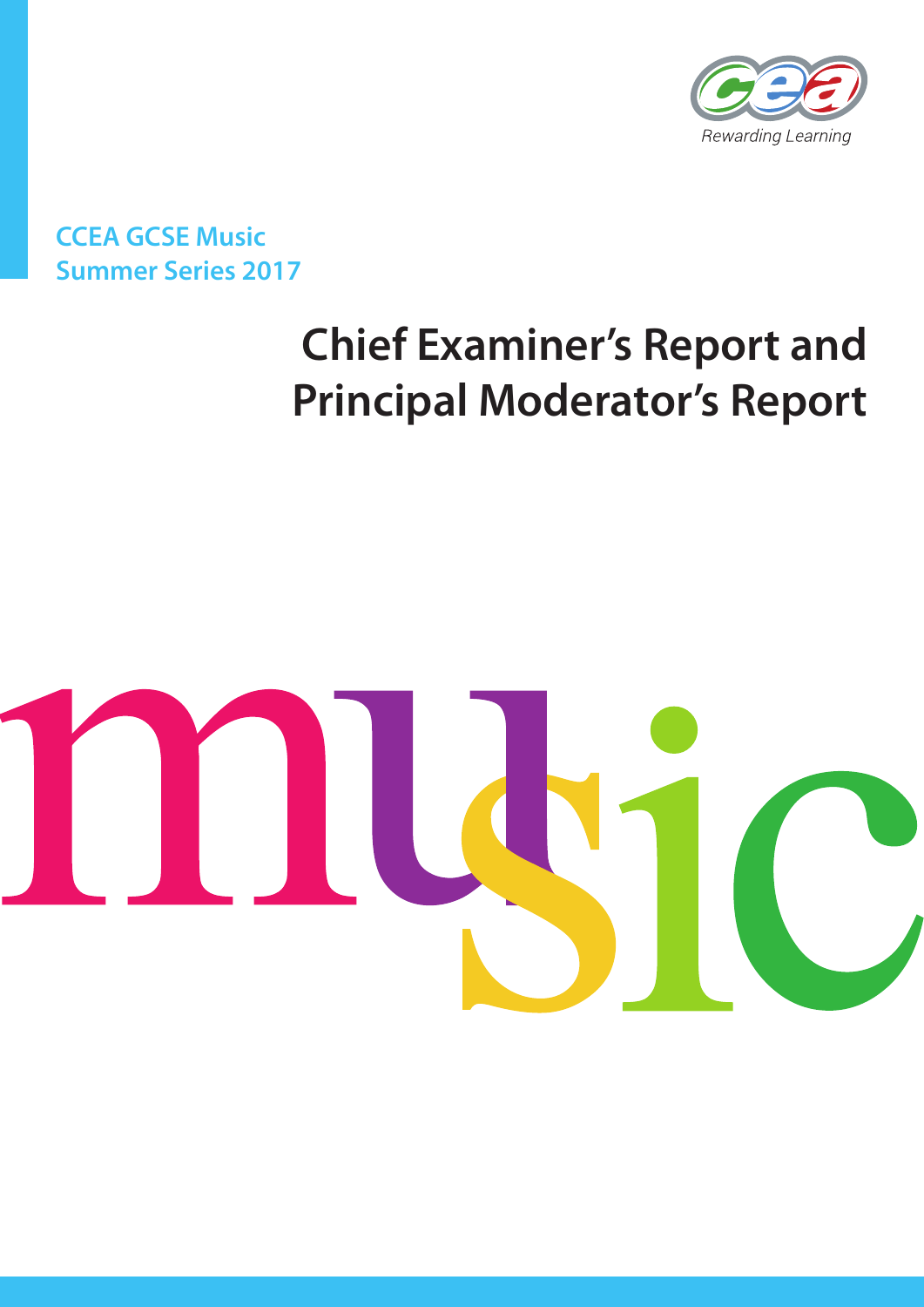CCEA GCSE Music
Summer Series 2017

# Chief Examiner's Report and Principal Moderator's Report

music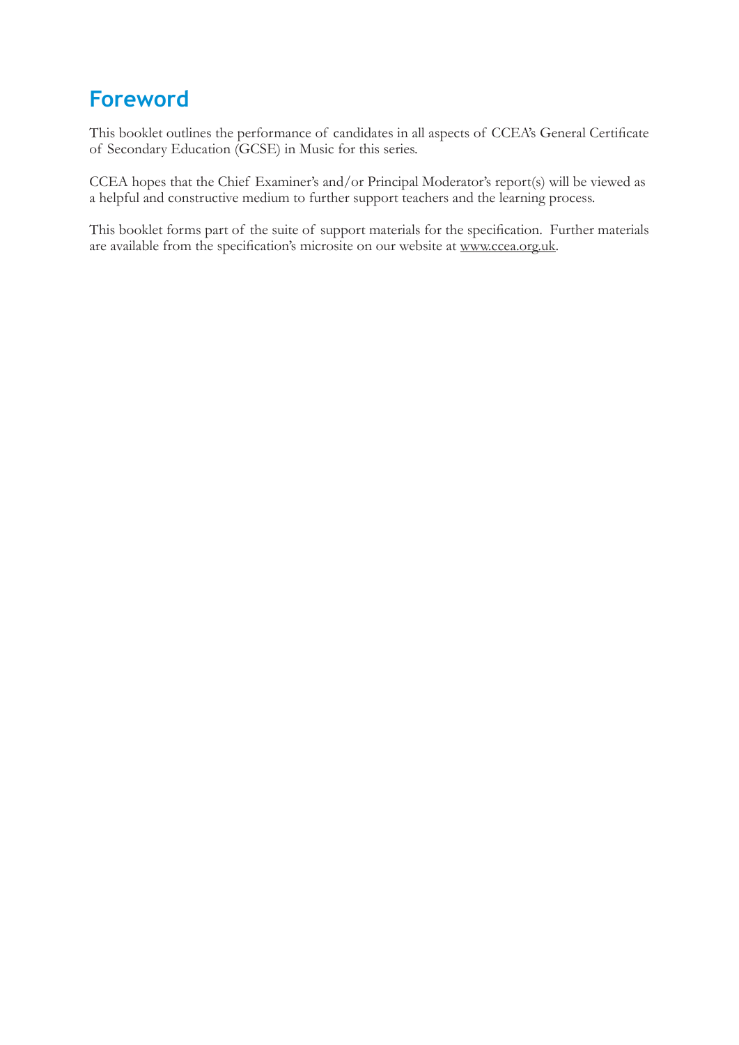# Foreword

This booklet outlines the performance of candidates in all aspects of CCEA's General Certificate of Secondary Education (GCSE) in Music for this series.

CCEA hopes that the Chief Examiner's and/or Principal Moderator's report(s) will be viewed as a helpful and constructive medium to further support teachers and the learning process.

This booklet forms part of the suite of support materials for the specification. Further materials are available from the specification's microsite on our website at www.ccea.org.uk.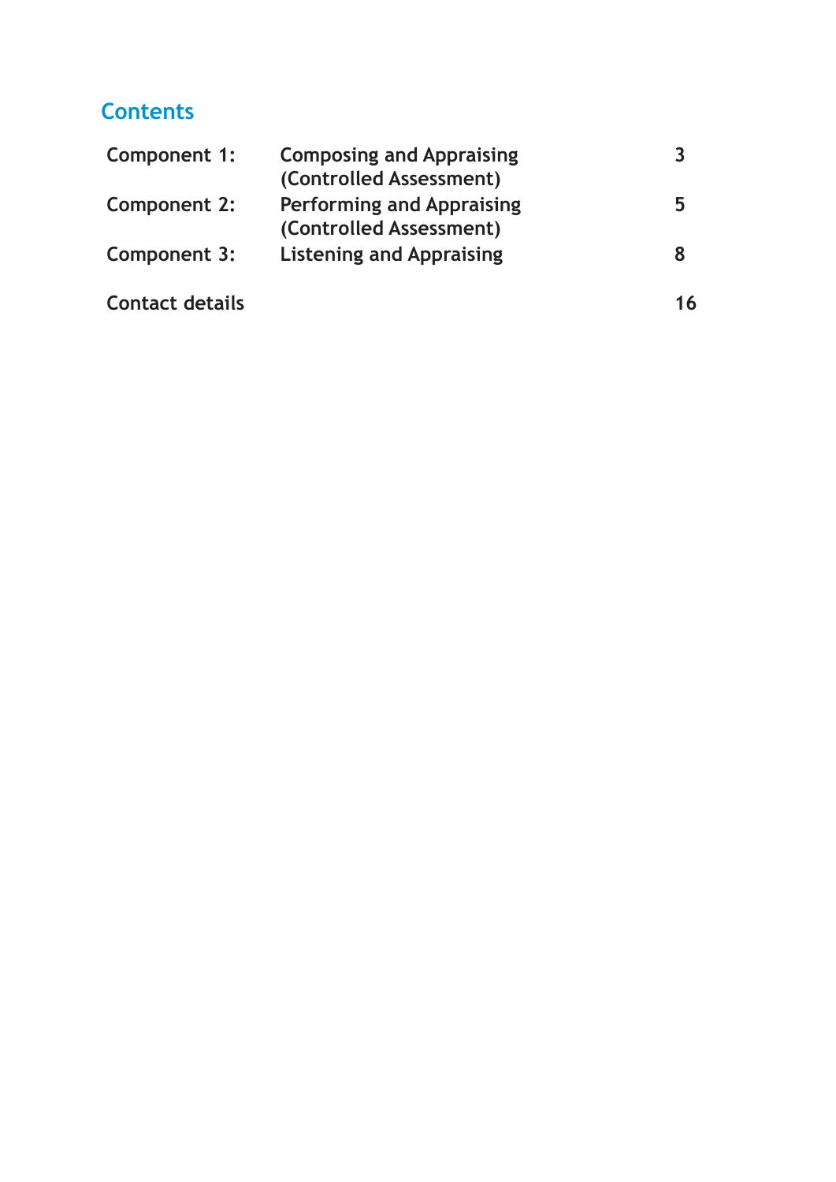## Contents

| | | |
|---|---|---|
| **Component 1:** | **Composing and Appraising (Controlled Assessment)** | **3** |
| **Component 2:** | **Performing and Appraising (Controlled Assessment)** | **5** |
| **Component 3:** | **Listening and Appraising** | **8** |
| **Contact details** | | **16** |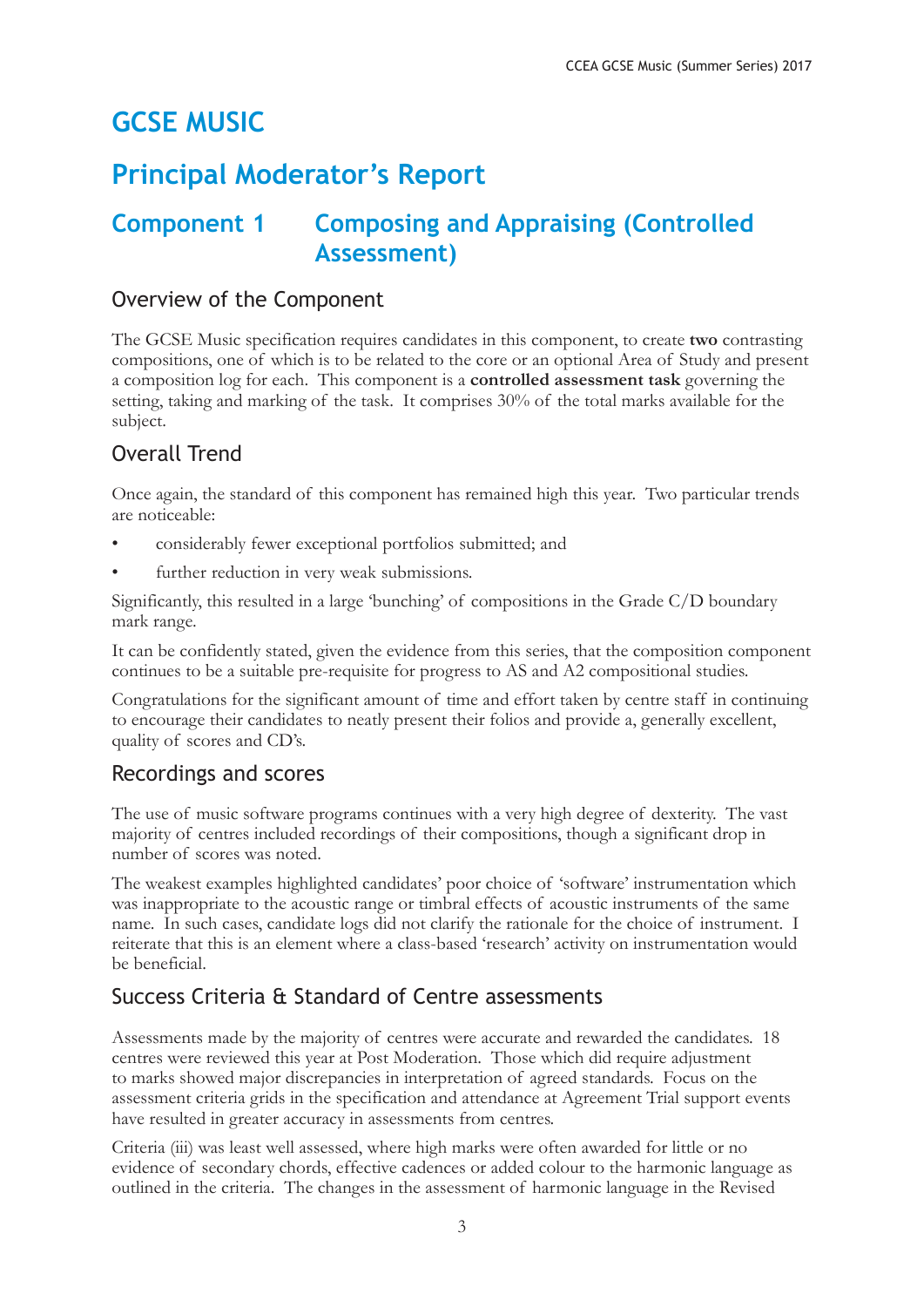# GCSE MUSIC

# Principal Moderator's Report

## Component 1 Composing and Appraising (Controlled Assessment)

### Overview of the Component

The GCSE Music specification requires candidates in this component, to create **two** contrasting compositions, one of which is to be related to the core or an optional Area of Study and present a composition log for each. This component is a **controlled assessment task** governing the setting, taking and marking of the task. It comprises 30% of the total marks available for the subject.

### Overall Trend

Once again, the standard of this component has remained high this year. Two particular trends are noticeable:

- considerably fewer exceptional portfolios submitted; and
- further reduction in very weak submissions.

Significantly, this resulted in a large 'bunching' of compositions in the Grade C/D boundary mark range.

It can be confidently stated, given the evidence from this series, that the composition component continues to be a suitable pre-requisite for progress to AS and A2 compositional studies.

Congratulations for the significant amount of time and effort taken by centre staff in continuing to encourage their candidates to neatly present their folios and provide a, generally excellent, quality of scores and CD's.

### Recordings and scores

The use of music software programs continues with a very high degree of dexterity. The vast majority of centres included recordings of their compositions, though a significant drop in number of scores was noted.

The weakest examples highlighted candidates' poor choice of 'software' instrumentation which was inappropriate to the acoustic range or timbral effects of acoustic instruments of the same name. In such cases, candidate logs did not clarify the rationale for the choice of instrument. I reiterate that this is an element where a class-based 'research' activity on instrumentation would be beneficial.

### Success Criteria & Standard of Centre assessments

Assessments made by the majority of centres were accurate and rewarded the candidates. 18 centres were reviewed this year at Post Moderation. Those which did require adjustment to marks showed major discrepancies in interpretation of agreed standards. Focus on the assessment criteria grids in the specification and attendance at Agreement Trial support events have resulted in greater accuracy in assessments from centres.

Criteria (iii) was least well assessed, where high marks were often awarded for little or no evidence of secondary chords, effective cadences or added colour to the harmonic language as outlined in the criteria. The changes in the assessment of harmonic language in the Revised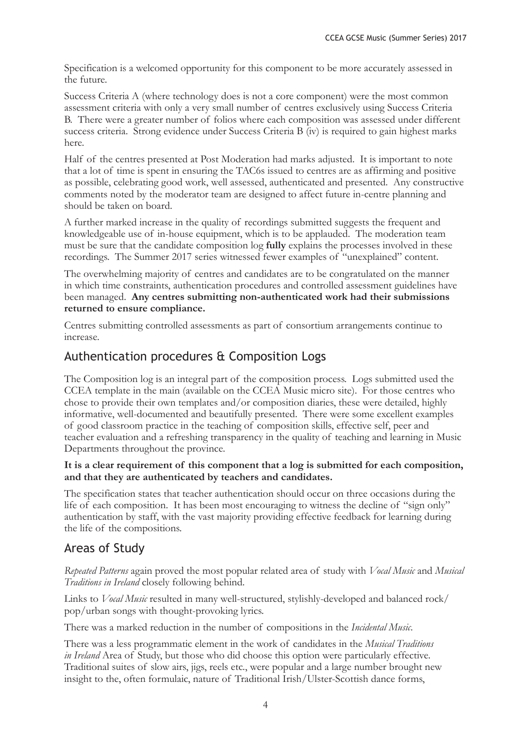Specification is a welcomed opportunity for this component to be more accurately assessed in the future.

Success Criteria A (where technology does is not a core component) were the most common assessment criteria with only a very small number of centres exclusively using Success Criteria B. There were a greater number of folios where each composition was assessed under different success criteria. Strong evidence under Success Criteria B (iv) is required to gain highest marks here.

Half of the centres presented at Post Moderation had marks adjusted. It is important to note that a lot of time is spent in ensuring the TAC6s issued to centres are as affirming and positive as possible, celebrating good work, well assessed, authenticated and presented. Any constructive comments noted by the moderator team are designed to affect future in-centre planning and should be taken on board.

A further marked increase in the quality of recordings submitted suggests the frequent and knowledgeable use of in-house equipment, which is to be applauded. The moderation team must be sure that the candidate composition log **fully** explains the processes involved in these recordings. The Summer 2017 series witnessed fewer examples of "unexplained" content.

The overwhelming majority of centres and candidates are to be congratulated on the manner in which time constraints, authentication procedures and controlled assessment guidelines have been managed. **Any centres submitting non-authenticated work had their submissions returned to ensure compliance.**

Centres submitting controlled assessments as part of consortium arrangements continue to increase.

## Authentication procedures & Composition Logs

The Composition log is an integral part of the composition process. Logs submitted used the CCEA template in the main (available on the CCEA Music micro site). For those centres who chose to provide their own templates and/or composition diaries, these were detailed, highly informative, well-documented and beautifully presented. There were some excellent examples of good classroom practice in the teaching of composition skills, effective self, peer and teacher evaluation and a refreshing transparency in the quality of teaching and learning in Music Departments throughout the province.

**It is a clear requirement of this component that a log is submitted for each composition, and that they are authenticated by teachers and candidates.**

The specification states that teacher authentication should occur on three occasions during the life of each composition. It has been most encouraging to witness the decline of "sign only" authentication by staff, with the vast majority providing effective feedback for learning during the life of the compositions.

## Areas of Study

*Repeated Patterns* again proved the most popular related area of study with *Vocal Music* and *Musical Traditions in Ireland* closely following behind.

Links to *Vocal Music* resulted in many well-structured, stylishly-developed and balanced rock/pop/urban songs with thought-provoking lyrics.

There was a marked reduction in the number of compositions in the *Incidental Music*.

There was a less programmatic element in the work of candidates in the *Musical Traditions in Ireland* Area of Study, but those who did choose this option were particularly effective. Traditional suites of slow airs, jigs, reels etc., were popular and a large number brought new insight to the, often formulaic, nature of Traditional Irish/Ulster-Scottish dance forms,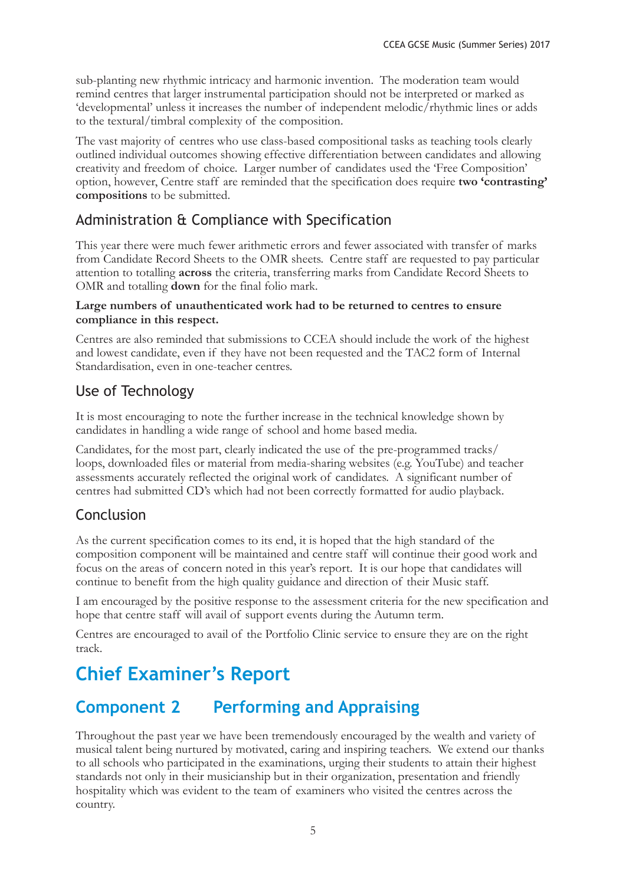sub-planting new rhythmic intricacy and harmonic invention. The moderation team would remind centres that larger instrumental participation should not be interpreted or marked as 'developmental' unless it increases the number of independent melodic/rhythmic lines or adds to the textural/timbral complexity of the composition.

The vast majority of centres who use class-based compositional tasks as teaching tools clearly outlined individual outcomes showing effective differentiation between candidates and allowing creativity and freedom of choice. Larger number of candidates used the 'Free Composition' option, however, Centre staff are reminded that the specification does require **two 'contrasting' compositions** to be submitted.

## Administration & Compliance with Specification

This year there were much fewer arithmetic errors and fewer associated with transfer of marks from Candidate Record Sheets to the OMR sheets. Centre staff are requested to pay particular attention to totalling **across** the criteria, transferring marks from Candidate Record Sheets to OMR and totalling **down** for the final folio mark.

**Large numbers of unauthenticated work had to be returned to centres to ensure compliance in this respect.**

Centres are also reminded that submissions to CCEA should include the work of the highest and lowest candidate, even if they have not been requested and the TAC2 form of Internal Standardisation, even in one-teacher centres.

## Use of Technology

It is most encouraging to note the further increase in the technical knowledge shown by candidates in handling a wide range of school and home based media.

Candidates, for the most part, clearly indicated the use of the pre-programmed tracks/loops, downloaded files or material from media-sharing websites (e.g. YouTube) and teacher assessments accurately reflected the original work of candidates. A significant number of centres had submitted CD's which had not been correctly formatted for audio playback.

## Conclusion

As the current specification comes to its end, it is hoped that the high standard of the composition component will be maintained and centre staff will continue their good work and focus on the areas of concern noted in this year's report. It is our hope that candidates will continue to benefit from the high quality guidance and direction of their Music staff.

I am encouraged by the positive response to the assessment criteria for the new specification and hope that centre staff will avail of support events during the Autumn term.

Centres are encouraged to avail of the Portfolio Clinic service to ensure they are on the right track.

# Chief Examiner's Report

## Component 2 Performing and Appraising

Throughout the past year we have been tremendously encouraged by the wealth and variety of musical talent being nurtured by motivated, caring and inspiring teachers. We extend our thanks to all schools who participated in the examinations, urging their students to attain their highest standards not only in their musicianship but in their organization, presentation and friendly hospitality which was evident to the team of examiners who visited the centres across the country.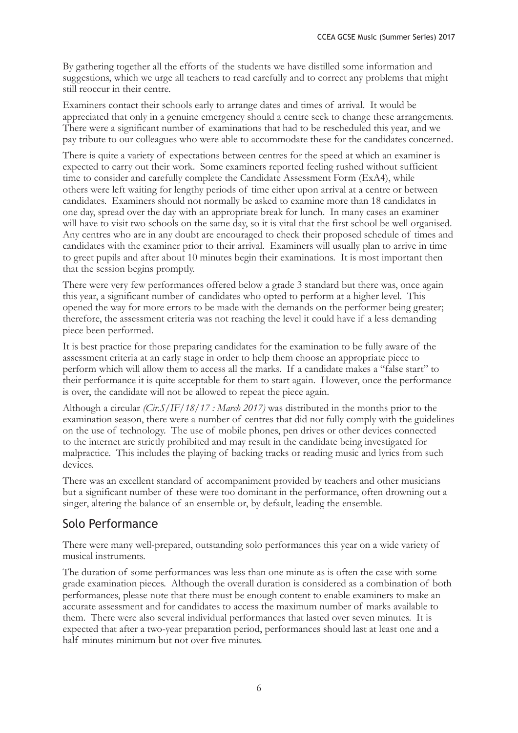By gathering together all the efforts of the students we have distilled some information and suggestions, which we urge all teachers to read carefully and to correct any problems that might still reoccur in their centre.

Examiners contact their schools early to arrange dates and times of arrival. It would be appreciated that only in a genuine emergency should a centre seek to change these arrangements. There were a significant number of examinations that had to be rescheduled this year, and we pay tribute to our colleagues who were able to accommodate these for the candidates concerned.

There is quite a variety of expectations between centres for the speed at which an examiner is expected to carry out their work. Some examiners reported feeling rushed without sufficient time to consider and carefully complete the Candidate Assessment Form (ExA4), while others were left waiting for lengthy periods of time either upon arrival at a centre or between candidates. Examiners should not normally be asked to examine more than 18 candidates in one day, spread over the day with an appropriate break for lunch. In many cases an examiner will have to visit two schools on the same day, so it is vital that the first school be well organised. Any centres who are in any doubt are encouraged to check their proposed schedule of times and candidates with the examiner prior to their arrival. Examiners will usually plan to arrive in time to greet pupils and after about 10 minutes begin their examinations. It is most important then that the session begins promptly.

There were very few performances offered below a grade 3 standard but there was, once again this year, a significant number of candidates who opted to perform at a higher level. This opened the way for more errors to be made with the demands on the performer being greater; therefore, the assessment criteria was not reaching the level it could have if a less demanding piece been performed.

It is best practice for those preparing candidates for the examination to be fully aware of the assessment criteria at an early stage in order to help them choose an appropriate piece to perform which will allow them to access all the marks. If a candidate makes a "false start" to their performance it is quite acceptable for them to start again. However, once the performance is over, the candidate will not be allowed to repeat the piece again.

Although a circular *(Cir.S/IF/18/17 : March 2017)* was distributed in the months prior to the examination season, there were a number of centres that did not fully comply with the guidelines on the use of technology. The use of mobile phones, pen drives or other devices connected to the internet are strictly prohibited and may result in the candidate being investigated for malpractice. This includes the playing of backing tracks or reading music and lyrics from such devices.

There was an excellent standard of accompaniment provided by teachers and other musicians but a significant number of these were too dominant in the performance, often drowning out a singer, altering the balance of an ensemble or, by default, leading the ensemble.

## Solo Performance

There were many well-prepared, outstanding solo performances this year on a wide variety of musical instruments.

The duration of some performances was less than one minute as is often the case with some grade examination pieces. Although the overall duration is considered as a combination of both performances, please note that there must be enough content to enable examiners to make an accurate assessment and for candidates to access the maximum number of marks available to them. There were also several individual performances that lasted over seven minutes. It is expected that after a two-year preparation period, performances should last at least one and a half minutes minimum but not over five minutes.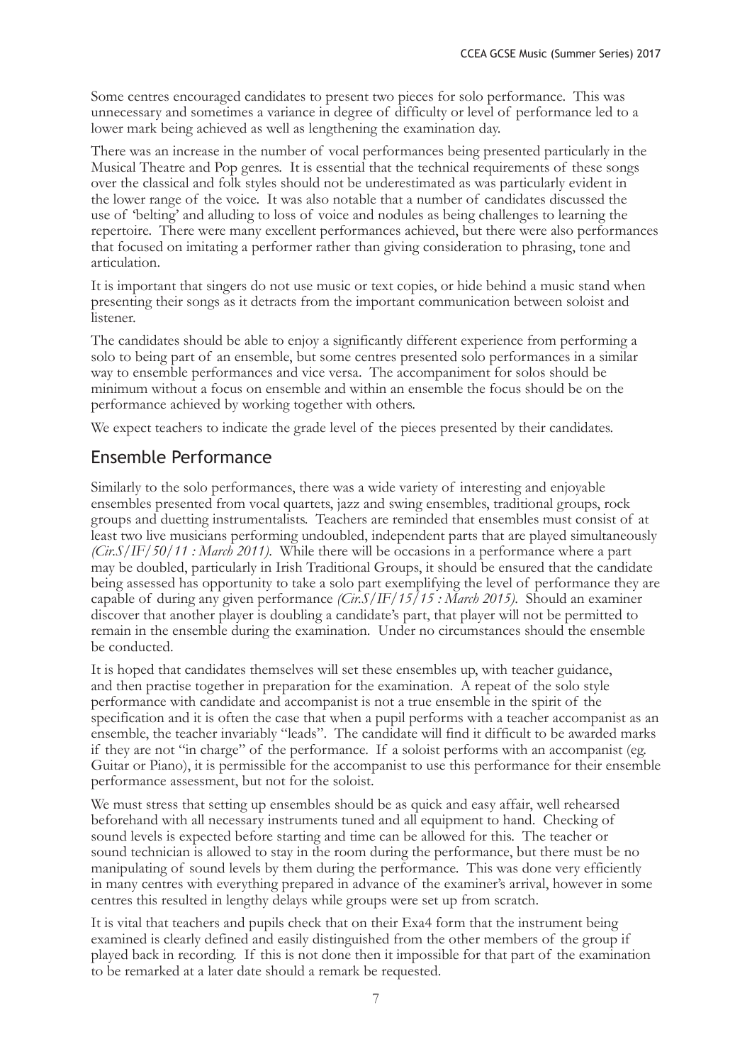Some centres encouraged candidates to present two pieces for solo performance. This was unnecessary and sometimes a variance in degree of difficulty or level of performance led to a lower mark being achieved as well as lengthening the examination day.

There was an increase in the number of vocal performances being presented particularly in the Musical Theatre and Pop genres. It is essential that the technical requirements of these songs over the classical and folk styles should not be underestimated as was particularly evident in the lower range of the voice. It was also notable that a number of candidates discussed the use of 'belting' and alluding to loss of voice and nodules as being challenges to learning the repertoire. There were many excellent performances achieved, but there were also performances that focused on imitating a performer rather than giving consideration to phrasing, tone and articulation.

It is important that singers do not use music or text copies, or hide behind a music stand when presenting their songs as it detracts from the important communication between soloist and listener.

The candidates should be able to enjoy a significantly different experience from performing a solo to being part of an ensemble, but some centres presented solo performances in a similar way to ensemble performances and vice versa. The accompaniment for solos should be minimum without a focus on ensemble and within an ensemble the focus should be on the performance achieved by working together with others.

We expect teachers to indicate the grade level of the pieces presented by their candidates.

## Ensemble Performance

Similarly to the solo performances, there was a wide variety of interesting and enjoyable ensembles presented from vocal quartets, jazz and swing ensembles, traditional groups, rock groups and duetting instrumentalists. Teachers are reminded that ensembles must consist of at least two live musicians performing undoubled, independent parts that are played simultaneously *(Cir.S/IF/50/11 : March 2011)*. While there will be occasions in a performance where a part may be doubled, particularly in Irish Traditional Groups, it should be ensured that the candidate being assessed has opportunity to take a solo part exemplifying the level of performance they are capable of during any given performance *(Cir.S/IF/15/15 : March 2015)*. Should an examiner discover that another player is doubling a candidate's part, that player will not be permitted to remain in the ensemble during the examination. Under no circumstances should the ensemble be conducted.

It is hoped that candidates themselves will set these ensembles up, with teacher guidance, and then practise together in preparation for the examination. A repeat of the solo style performance with candidate and accompanist is not a true ensemble in the spirit of the specification and it is often the case that when a pupil performs with a teacher accompanist as an ensemble, the teacher invariably "leads". The candidate will find it difficult to be awarded marks if they are not "in charge" of the performance. If a soloist performs with an accompanist (eg. Guitar or Piano), it is permissible for the accompanist to use this performance for their ensemble performance assessment, but not for the soloist.

We must stress that setting up ensembles should be as quick and easy affair, well rehearsed beforehand with all necessary instruments tuned and all equipment to hand. Checking of sound levels is expected before starting and time can be allowed for this. The teacher or sound technician is allowed to stay in the room during the performance, but there must be no manipulating of sound levels by them during the performance. This was done very efficiently in many centres with everything prepared in advance of the examiner's arrival, however in some centres this resulted in lengthy delays while groups were set up from scratch.

It is vital that teachers and pupils check that on their Exa4 form that the instrument being examined is clearly defined and easily distinguished from the other members of the group if played back in recording. If this is not done then it impossible for that part of the examination to be remarked at a later date should a remark be requested.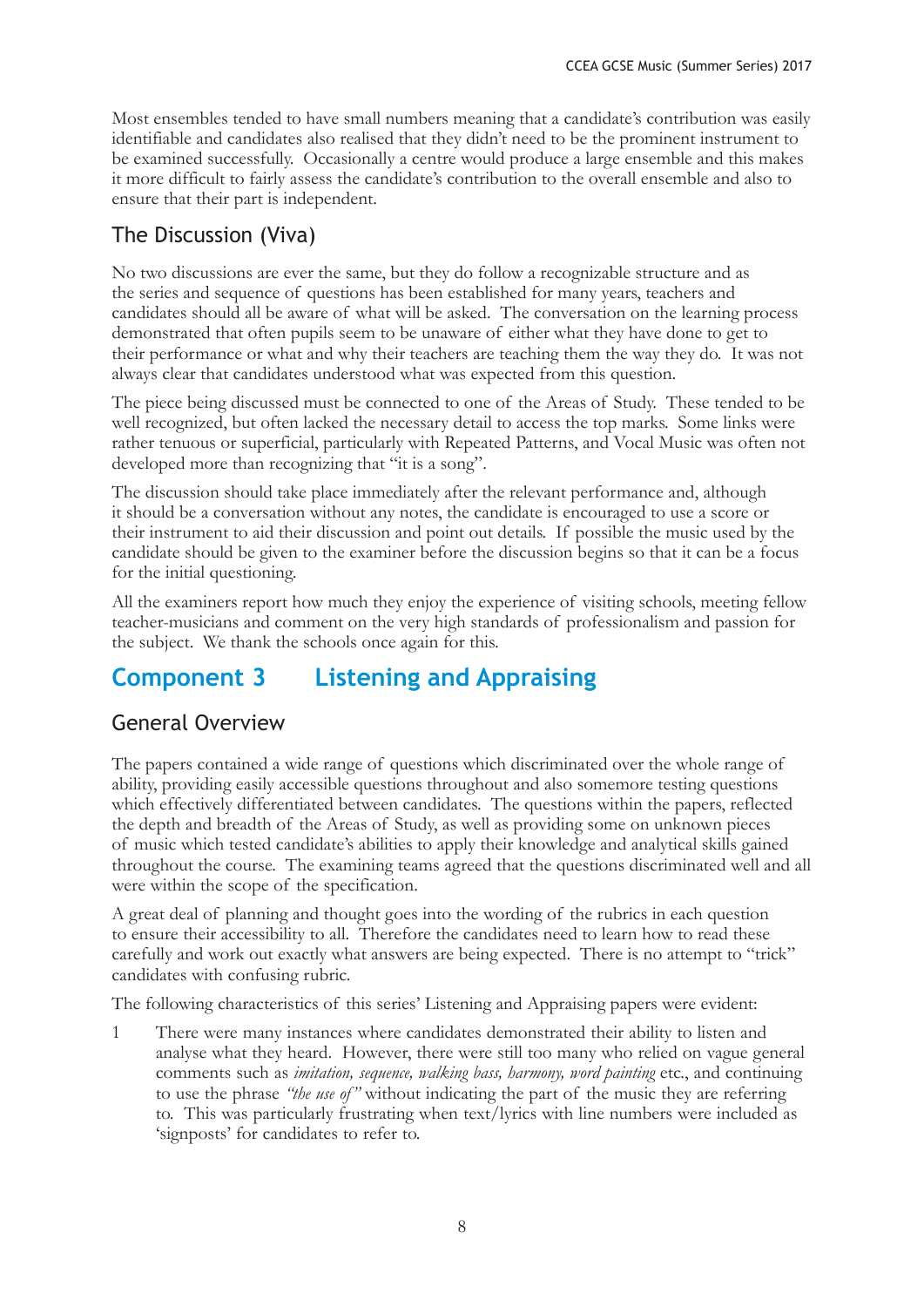Most ensembles tended to have small numbers meaning that a candidate's contribution was easily identifiable and candidates also realised that they didn't need to be the prominent instrument to be examined successfully. Occasionally a centre would produce a large ensemble and this makes it more difficult to fairly assess the candidate's contribution to the overall ensemble and also to ensure that their part is independent.

### The Discussion (Viva)

No two discussions are ever the same, but they do follow a recognizable structure and as the series and sequence of questions has been established for many years, teachers and candidates should all be aware of what will be asked. The conversation on the learning process demonstrated that often pupils seem to be unaware of either what they have done to get to their performance or what and why their teachers are teaching them the way they do. It was not always clear that candidates understood what was expected from this question.

The piece being discussed must be connected to one of the Areas of Study. These tended to be well recognized, but often lacked the necessary detail to access the top marks. Some links were rather tenuous or superficial, particularly with Repeated Patterns, and Vocal Music was often not developed more than recognizing that "it is a song".

The discussion should take place immediately after the relevant performance and, although it should be a conversation without any notes, the candidate is encouraged to use a score or their instrument to aid their discussion and point out details. If possible the music used by the candidate should be given to the examiner before the discussion begins so that it can be a focus for the initial questioning.

All the examiners report how much they enjoy the experience of visiting schools, meeting fellow teacher-musicians and comment on the very high standards of professionalism and passion for the subject. We thank the schools once again for this.

## Component 3 Listening and Appraising

### General Overview

The papers contained a wide range of questions which discriminated over the whole range of ability, providing easily accessible questions throughout and also somemore testing questions which effectively differentiated between candidates. The questions within the papers, reflected the depth and breadth of the Areas of Study, as well as providing some on unknown pieces of music which tested candidate's abilities to apply their knowledge and analytical skills gained throughout the course. The examining teams agreed that the questions discriminated well and all were within the scope of the specification.

A great deal of planning and thought goes into the wording of the rubrics in each question to ensure their accessibility to all. Therefore the candidates need to learn how to read these carefully and work out exactly what answers are being expected. There is no attempt to "trick" candidates with confusing rubric.

The following characteristics of this series' Listening and Appraising papers were evident:

1. There were many instances where candidates demonstrated their ability to listen and analyse what they heard. However, there were still too many who relied on vague general comments such as *imitation, sequence, walking bass, harmony, word painting* etc., and continuing to use the phrase *"the use of"* without indicating the part of the music they are referring to. This was particularly frustrating when text/lyrics with line numbers were included as 'signposts' for candidates to refer to.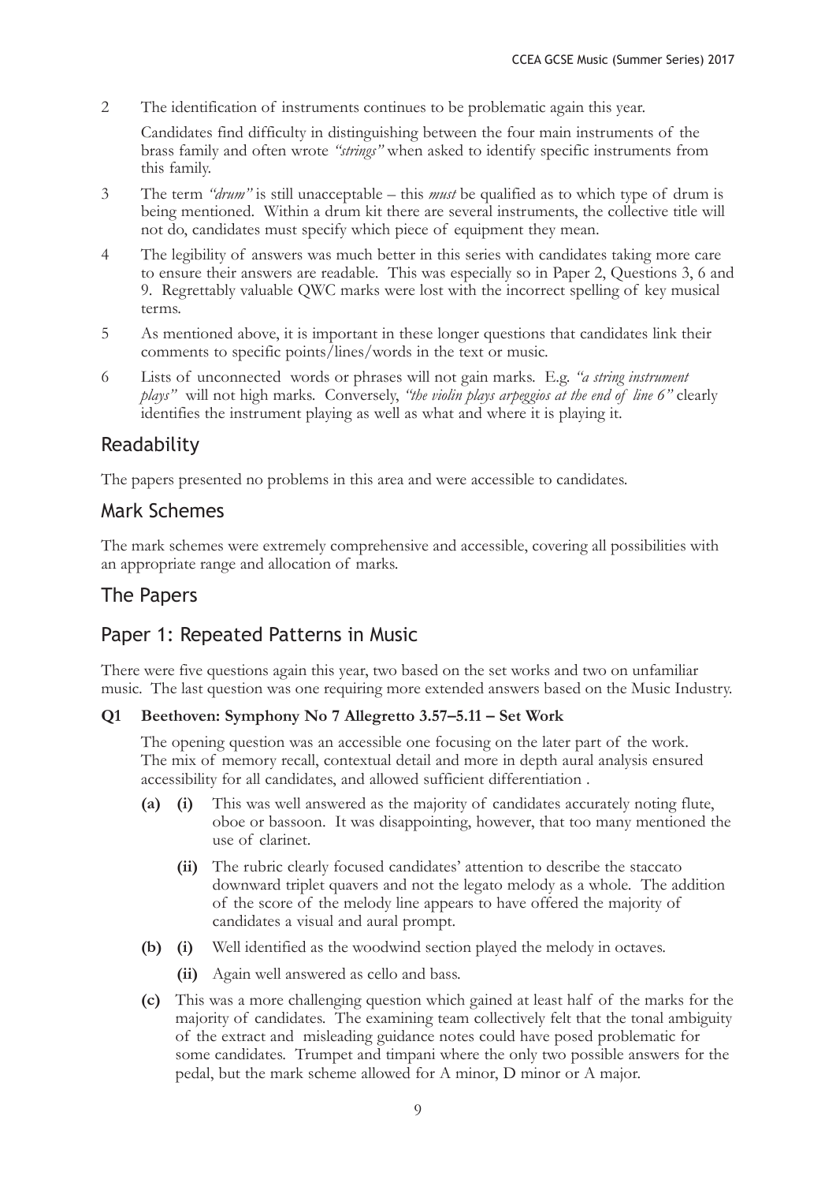2 The identification of instruments continues to be problematic again this year.

   Candidates find difficulty in distinguishing between the four main instruments of the brass family and often wrote *"strings"* when asked to identify specific instruments from this family.

3 The term *"drum"* is still unacceptable – this *must* be qualified as to which type of drum is being mentioned. Within a drum kit there are several instruments, the collective title will not do, candidates must specify which piece of equipment they mean.

4 The legibility of answers was much better in this series with candidates taking more care to ensure their answers are readable. This was especially so in Paper 2, Questions 3, 6 and 9. Regrettably valuable QWC marks were lost with the incorrect spelling of key musical terms.

5 As mentioned above, it is important in these longer questions that candidates link their comments to specific points/lines/words in the text or music.

6 Lists of unconnected words or phrases will not gain marks. E.g. *"a string instrument plays"* will not high marks. Conversely, *"the violin plays arpeggios at the end of line 6"* clearly identifies the instrument playing as well as what and where it is playing it.

## Readability

The papers presented no problems in this area and were accessible to candidates.

## Mark Schemes

The mark schemes were extremely comprehensive and accessible, covering all possibilities with an appropriate range and allocation of marks.

## The Papers

## Paper 1: Repeated Patterns in Music

There were five questions again this year, two based on the set works and two on unfamiliar music. The last question was one requiring more extended answers based on the Music Industry.

**Q1 Beethoven: Symphony No 7 Allegretto 3.57–5.11 – Set Work**

The opening question was an accessible one focusing on the later part of the work. The mix of memory recall, contextual detail and more in depth aural analysis ensured accessibility for all candidates, and allowed sufficient differentiation .

- **(a)** **(i)** This was well answered as the majority of candidates accurately noting flute, oboe or bassoon. It was disappointing, however, that too many mentioned the use of clarinet.

  **(ii)** The rubric clearly focused candidates' attention to describe the staccato downward triplet quavers and not the legato melody as a whole. The addition of the score of the melody line appears to have offered the majority of candidates a visual and aural prompt.

- **(b)** **(i)** Well identified as the woodwind section played the melody in octaves.

  **(ii)** Again well answered as cello and bass.

- **(c)** This was a more challenging question which gained at least half of the marks for the majority of candidates. The examining team collectively felt that the tonal ambiguity of the extract and misleading guidance notes could have posed problematic for some candidates. Trumpet and timpani where the only two possible answers for the pedal, but the mark scheme allowed for A minor, D minor or A major.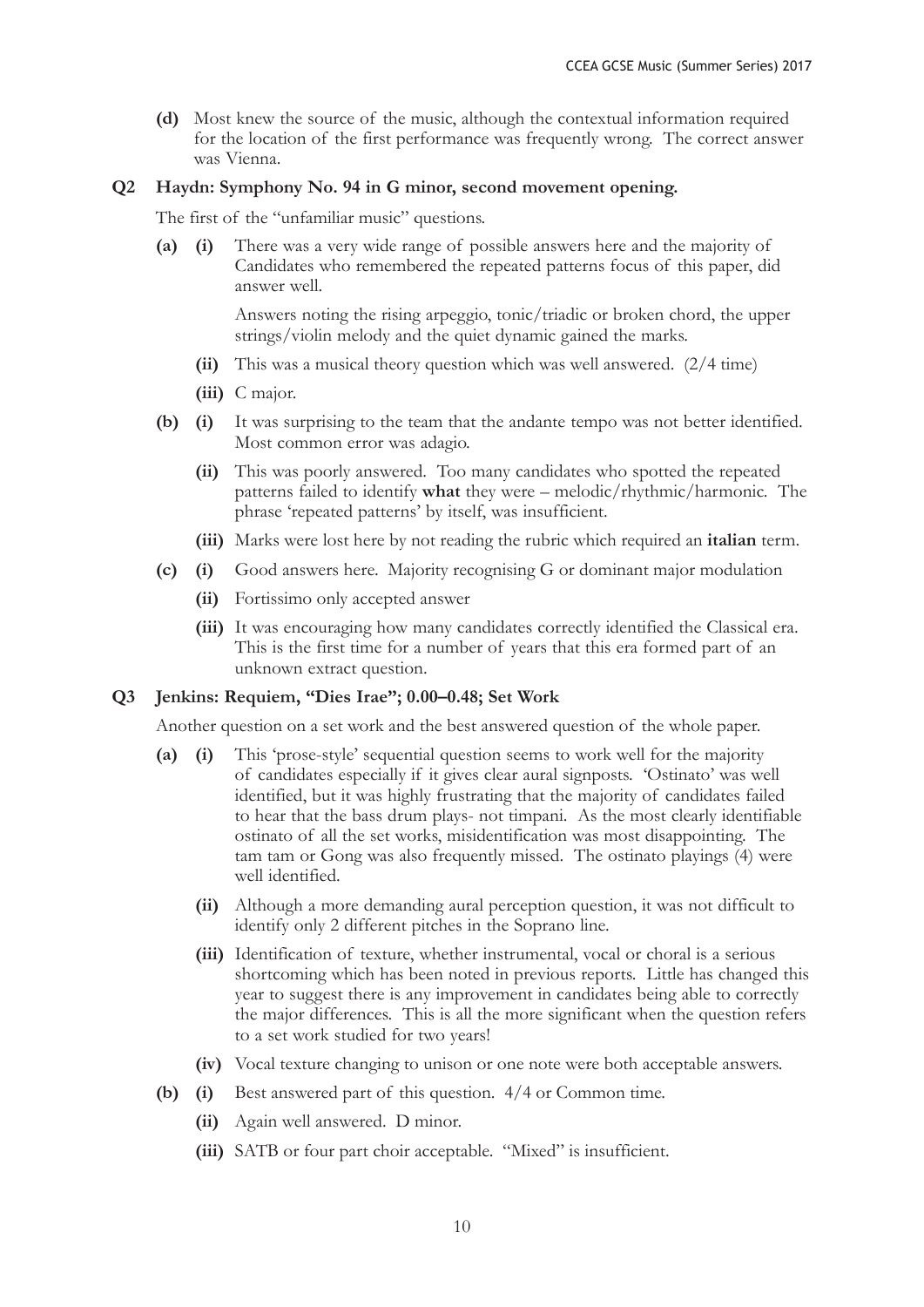**(d)** Most knew the source of the music, although the contextual information required for the location of the first performance was frequently wrong. The correct answer was Vienna.

**Q2 Haydn: Symphony No. 94 in G minor, second movement opening.**

The first of the "unfamiliar music" questions.

**(a) (i)** There was a very wide range of possible answers here and the majority of Candidates who remembered the repeated patterns focus of this paper, did answer well.

Answers noting the rising arpeggio, tonic/triadic or broken chord, the upper strings/violin melody and the quiet dynamic gained the marks.

**(ii)** This was a musical theory question which was well answered. (2/4 time)

**(iii)** C major.

**(b) (i)** It was surprising to the team that the andante tempo was not better identified. Most common error was adagio.

**(ii)** This was poorly answered. Too many candidates who spotted the repeated patterns failed to identify **what** they were – melodic/rhythmic/harmonic. The phrase 'repeated patterns' by itself, was insufficient.

**(iii)** Marks were lost here by not reading the rubric which required an **italian** term.

**(c) (i)** Good answers here. Majority recognising G or dominant major modulation

**(ii)** Fortissimo only accepted answer

**(iii)** It was encouraging how many candidates correctly identified the Classical era. This is the first time for a number of years that this era formed part of an unknown extract question.

**Q3 Jenkins: Requiem, "Dies Irae"; 0.00–0.48; Set Work**

Another question on a set work and the best answered question of the whole paper.

**(a) (i)** This 'prose-style' sequential question seems to work well for the majority of candidates especially if it gives clear aural signposts. 'Ostinato' was well identified, but it was highly frustrating that the majority of candidates failed to hear that the bass drum plays- not timpani. As the most clearly identifiable ostinato of all the set works, misidentification was most disappointing. The tam tam or Gong was also frequently missed. The ostinato playings (4) were well identified.

**(ii)** Although a more demanding aural perception question, it was not difficult to identify only 2 different pitches in the Soprano line.

**(iii)** Identification of texture, whether instrumental, vocal or choral is a serious shortcoming which has been noted in previous reports. Little has changed this year to suggest there is any improvement in candidates being able to correctly the major differences. This is all the more significant when the question refers to a set work studied for two years!

**(iv)** Vocal texture changing to unison or one note were both acceptable answers.

**(b) (i)** Best answered part of this question. 4/4 or Common time.

**(ii)** Again well answered. D minor.

**(iii)** SATB or four part choir acceptable. "Mixed" is insufficient.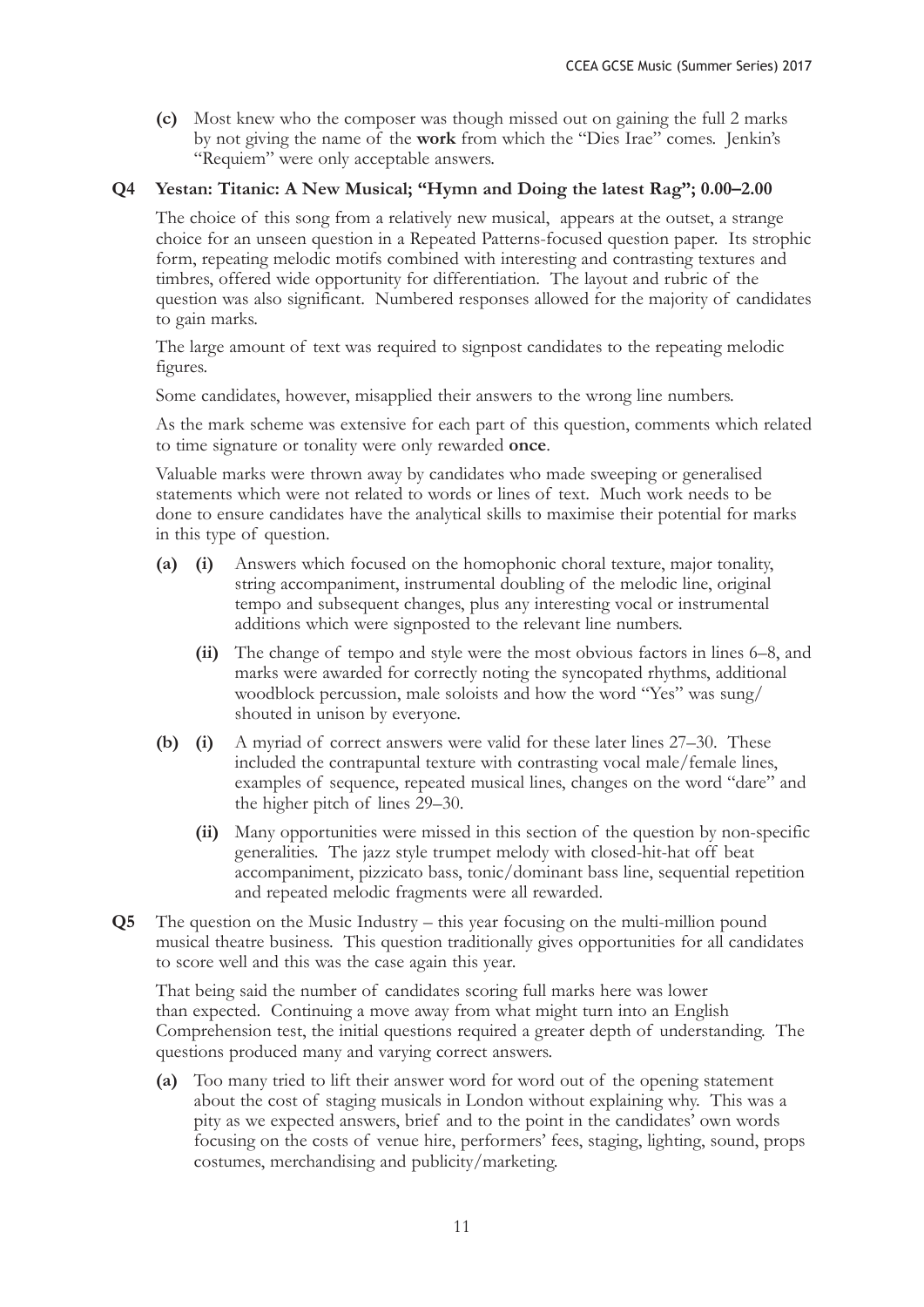**(c)** Most knew who the composer was though missed out on gaining the full 2 marks by not giving the name of the **work** from which the "Dies Irae" comes. Jenkin's "Requiem" were only acceptable answers.

**Q4 Yestan: Titanic: A New Musical; "Hymn and Doing the latest Rag"; 0.00–2.00**

The choice of this song from a relatively new musical, appears at the outset, a strange choice for an unseen question in a Repeated Patterns-focused question paper. Its strophic form, repeating melodic motifs combined with interesting and contrasting textures and timbres, offered wide opportunity for differentiation. The layout and rubric of the question was also significant. Numbered responses allowed for the majority of candidates to gain marks.

The large amount of text was required to signpost candidates to the repeating melodic figures.

Some candidates, however, misapplied their answers to the wrong line numbers.

As the mark scheme was extensive for each part of this question, comments which related to time signature or tonality were only rewarded **once**.

Valuable marks were thrown away by candidates who made sweeping or generalised statements which were not related to words or lines of text. Much work needs to be done to ensure candidates have the analytical skills to maximise their potential for marks in this type of question.

- **(a)** **(i)** Answers which focused on the homophonic choral texture, major tonality, string accompaniment, instrumental doubling of the melodic line, original tempo and subsequent changes, plus any interesting vocal or instrumental additions which were signposted to the relevant line numbers.

  **(ii)** The change of tempo and style were the most obvious factors in lines 6–8, and marks were awarded for correctly noting the syncopated rhythms, additional woodblock percussion, male soloists and how the word "Yes" was sung/shouted in unison by everyone.

- **(b)** **(i)** A myriad of correct answers were valid for these later lines 27–30. These included the contrapuntal texture with contrasting vocal male/female lines, examples of sequence, repeated musical lines, changes on the word "dare" and the higher pitch of lines 29–30.

  **(ii)** Many opportunities were missed in this section of the question by non-specific generalities. The jazz style trumpet melody with closed-hit-hat off beat accompaniment, pizzicato bass, tonic/dominant bass line, sequential repetition and repeated melodic fragments were all rewarded.

**Q5** The question on the Music Industry – this year focusing on the multi-million pound musical theatre business. This question traditionally gives opportunities for all candidates to score well and this was the case again this year.

That being said the number of candidates scoring full marks here was lower than expected. Continuing a move away from what might turn into an English Comprehension test, the initial questions required a greater depth of understanding. The questions produced many and varying correct answers.

- **(a)** Too many tried to lift their answer word for word out of the opening statement about the cost of staging musicals in London without explaining why. This was a pity as we expected answers, brief and to the point in the candidates' own words focusing on the costs of venue hire, performers' fees, staging, lighting, sound, props costumes, merchandising and publicity/marketing.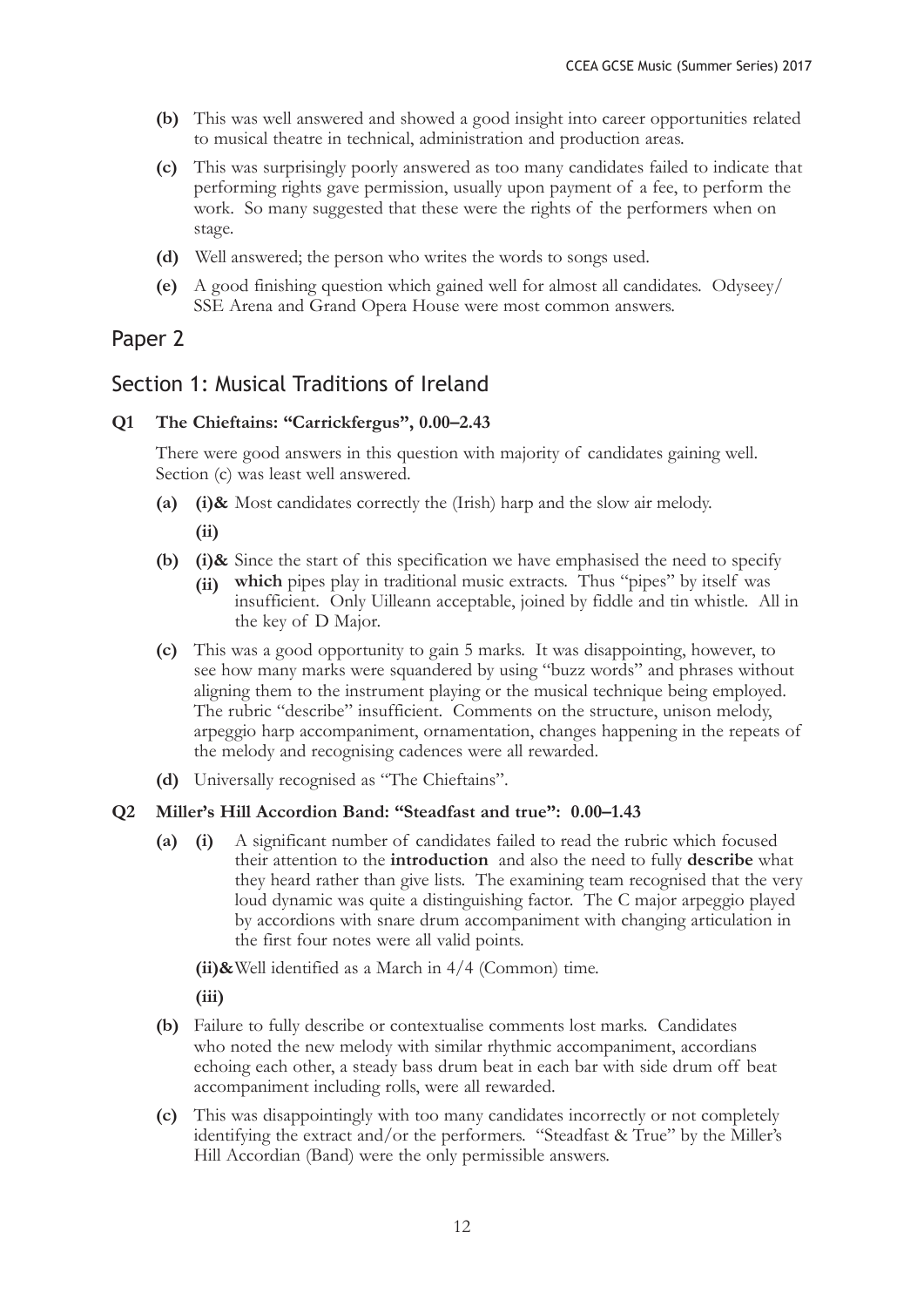- **(b)** This was well answered and showed a good insight into career opportunities related to musical theatre in technical, administration and production areas.
- **(c)** This was surprisingly poorly answered as too many candidates failed to indicate that performing rights gave permission, usually upon payment of a fee, to perform the work. So many suggested that these were the rights of the performers when on stage.
- **(d)** Well answered; the person who writes the words to songs used.
- **(e)** A good finishing question which gained well for almost all candidates. Odyseey/ SSE Arena and Grand Opera House were most common answers.

## Paper 2

## Section 1: Musical Traditions of Ireland

### Q1 The Chieftains: "Carrickfergus", 0.00–2.43

There were good answers in this question with majority of candidates gaining well. Section (c) was least well answered.

- **(a)** **(i)&** Most candidates correctly the (Irish) harp and the slow air melody.
  **(ii)**
- **(b)** **(i)&** Since the start of this specification we have emphasised the need to specify
  **(ii)** **which** pipes play in traditional music extracts. Thus "pipes" by itself was insufficient. Only Uilleann acceptable, joined by fiddle and tin whistle. All in the key of D Major.
- **(c)** This was a good opportunity to gain 5 marks. It was disappointing, however, to see how many marks were squandered by using "buzz words" and phrases without aligning them to the instrument playing or the musical technique being employed. The rubric "describe" insufficient. Comments on the structure, unison melody, arpeggio harp accompaniment, ornamentation, changes happening in the repeats of the melody and recognising cadences were all rewarded.
- **(d)** Universally recognised as "The Chieftains".

### Q2 Miller's Hill Accordion Band: "Steadfast and true": 0.00–1.43

- **(a)** **(i)** A significant number of candidates failed to read the rubric which focused their attention to the **introduction** and also the need to fully **describe** what they heard rather than give lists. The examining team recognised that the very loud dynamic was quite a distinguishing factor. The C major arpeggio played by accordions with snare drum accompaniment with changing articulation in the first four notes were all valid points.

  **(ii)&** Well identified as a March in 4/4 (Common) time.

  **(iii)**
- **(b)** Failure to fully describe or contextualise comments lost marks. Candidates who noted the new melody with similar rhythmic accompaniment, accordians echoing each other, a steady bass drum beat in each bar with side drum off beat accompaniment including rolls, were all rewarded.
- **(c)** This was disappointingly with too many candidates incorrectly or not completely identifying the extract and/or the performers. "Steadfast & True" by the Miller's Hill Accordian (Band) were the only permissible answers.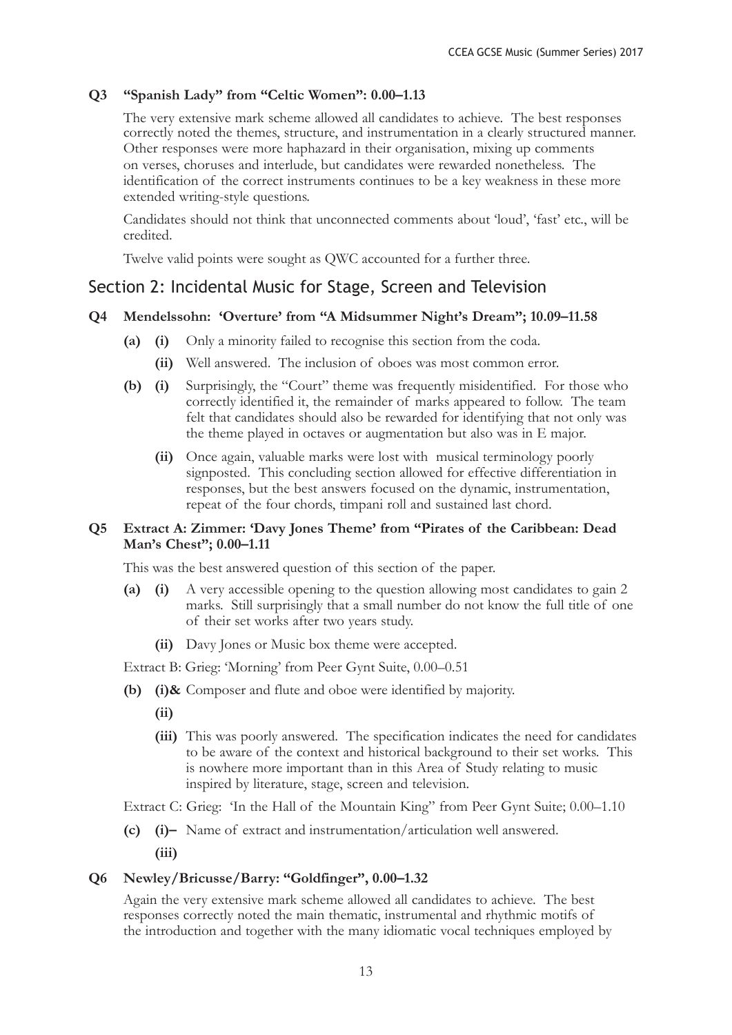**Q3 "Spanish Lady" from "Celtic Women": 0.00–1.13**

The very extensive mark scheme allowed all candidates to achieve. The best responses correctly noted the themes, structure, and instrumentation in a clearly structured manner. Other responses were more haphazard in their organisation, mixing up comments on verses, choruses and interlude, but candidates were rewarded nonetheless. The identification of the correct instruments continues to be a key weakness in these more extended writing-style questions.

Candidates should not think that unconnected comments about 'loud', 'fast' etc., will be credited.

Twelve valid points were sought as QWC accounted for a further three.

## Section 2: Incidental Music for Stage, Screen and Television

**Q4 Mendelssohn: 'Overture' from "A Midsummer Night's Dream"; 10.09–11.58**

- **(a) (i)** Only a minority failed to recognise this section from the coda.
  - **(ii)** Well answered. The inclusion of oboes was most common error.
- **(b) (i)** Surprisingly, the "Court" theme was frequently misidentified. For those who correctly identified it, the remainder of marks appeared to follow. The team felt that candidates should also be rewarded for identifying that not only was the theme played in octaves or augmentation but also was in E major.
  - **(ii)** Once again, valuable marks were lost with musical terminology poorly signposted. This concluding section allowed for effective differentiation in responses, but the best answers focused on the dynamic, instrumentation, repeat of the four chords, timpani roll and sustained last chord.

**Q5 Extract A: Zimmer: 'Davy Jones Theme' from "Pirates of the Caribbean: Dead Man's Chest"; 0.00–1.11**

This was the best answered question of this section of the paper.

- **(a) (i)** A very accessible opening to the question allowing most candidates to gain 2 marks. Still surprisingly that a small number do not know the full title of one of their set works after two years study.
  - **(ii)** Davy Jones or Music box theme were accepted.

Extract B: Grieg: 'Morning' from Peer Gynt Suite, 0.00–0.51

- **(b) (i)& (ii)** Composer and flute and oboe were identified by majority.
  - **(iii)** This was poorly answered. The specification indicates the need for candidates to be aware of the context and historical background to their set works. This is nowhere more important than in this Area of Study relating to music inspired by literature, stage, screen and television.

Extract C: Grieg: 'In the Hall of the Mountain King" from Peer Gynt Suite; 0.00–1.10

- **(c) (i)– (iii)** Name of extract and instrumentation/articulation well answered.

**Q6 Newley/Bricusse/Barry: "Goldfinger", 0.00–1.32**

Again the very extensive mark scheme allowed all candidates to achieve. The best responses correctly noted the main thematic, instrumental and rhythmic motifs of the introduction and together with the many idiomatic vocal techniques employed by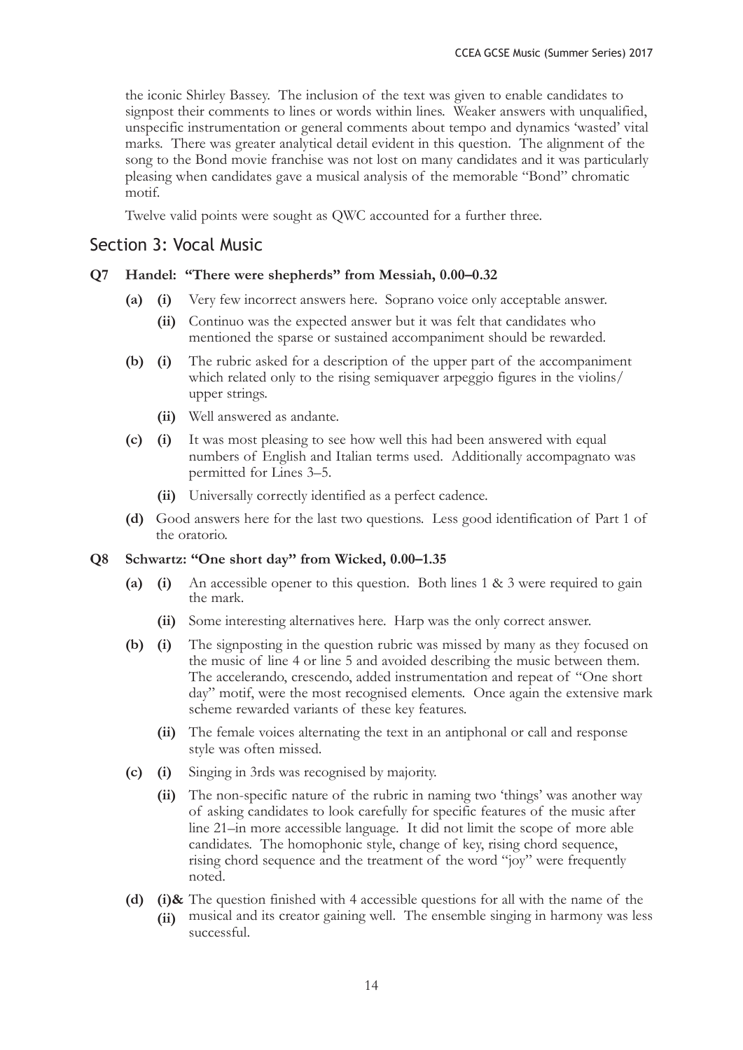the iconic Shirley Bassey. The inclusion of the text was given to enable candidates to signpost their comments to lines or words within lines. Weaker answers with unqualified, unspecific instrumentation or general comments about tempo and dynamics 'wasted' vital marks. There was greater analytical detail evident in this question. The alignment of the song to the Bond movie franchise was not lost on many candidates and it was particularly pleasing when candidates gave a musical analysis of the memorable "Bond" chromatic motif.

Twelve valid points were sought as QWC accounted for a further three.

## Section 3: Vocal Music

### Q7 Handel: "There were shepherds" from Messiah, 0.00–0.32

- **(a)**
  - **(i)** Very few incorrect answers here. Soprano voice only acceptable answer.
  - **(ii)** Continuo was the expected answer but it was felt that candidates who mentioned the sparse or sustained accompaniment should be rewarded.
- **(b)**
  - **(i)** The rubric asked for a description of the upper part of the accompaniment which related only to the rising semiquaver arpeggio figures in the violins/ upper strings.
  - **(ii)** Well answered as andante.
- **(c)**
  - **(i)** It was most pleasing to see how well this had been answered with equal numbers of English and Italian terms used. Additionally accompagnato was permitted for Lines 3–5.
  - **(ii)** Universally correctly identified as a perfect cadence.
- **(d)** Good answers here for the last two questions. Less good identification of Part 1 of the oratorio.

### Q8 Schwartz: "One short day" from Wicked, 0.00–1.35

- **(a)**
  - **(i)** An accessible opener to this question. Both lines 1 & 3 were required to gain the mark.
  - **(ii)** Some interesting alternatives here. Harp was the only correct answer.
- **(b)**
  - **(i)** The signposting in the question rubric was missed by many as they focused on the music of line 4 or line 5 and avoided describing the music between them. The accelerando, crescendo, added instrumentation and repeat of "One short day" motif, were the most recognised elements. Once again the extensive mark scheme rewarded variants of these key features.
  - **(ii)** The female voices alternating the text in an antiphonal or call and response style was often missed.
- **(c)**
  - **(i)** Singing in 3rds was recognised by majority.
  - **(ii)** The non-specific nature of the rubric in naming two 'things' was another way of asking candidates to look carefully for specific features of the music after line 21–in more accessible language. It did not limit the scope of more able candidates. The homophonic style, change of key, rising chord sequence, rising chord sequence and the treatment of the word "joy" were frequently noted.
- **(d)**
  - **(i)& (ii)** The question finished with 4 accessible questions for all with the name of the musical and its creator gaining well. The ensemble singing in harmony was less successful.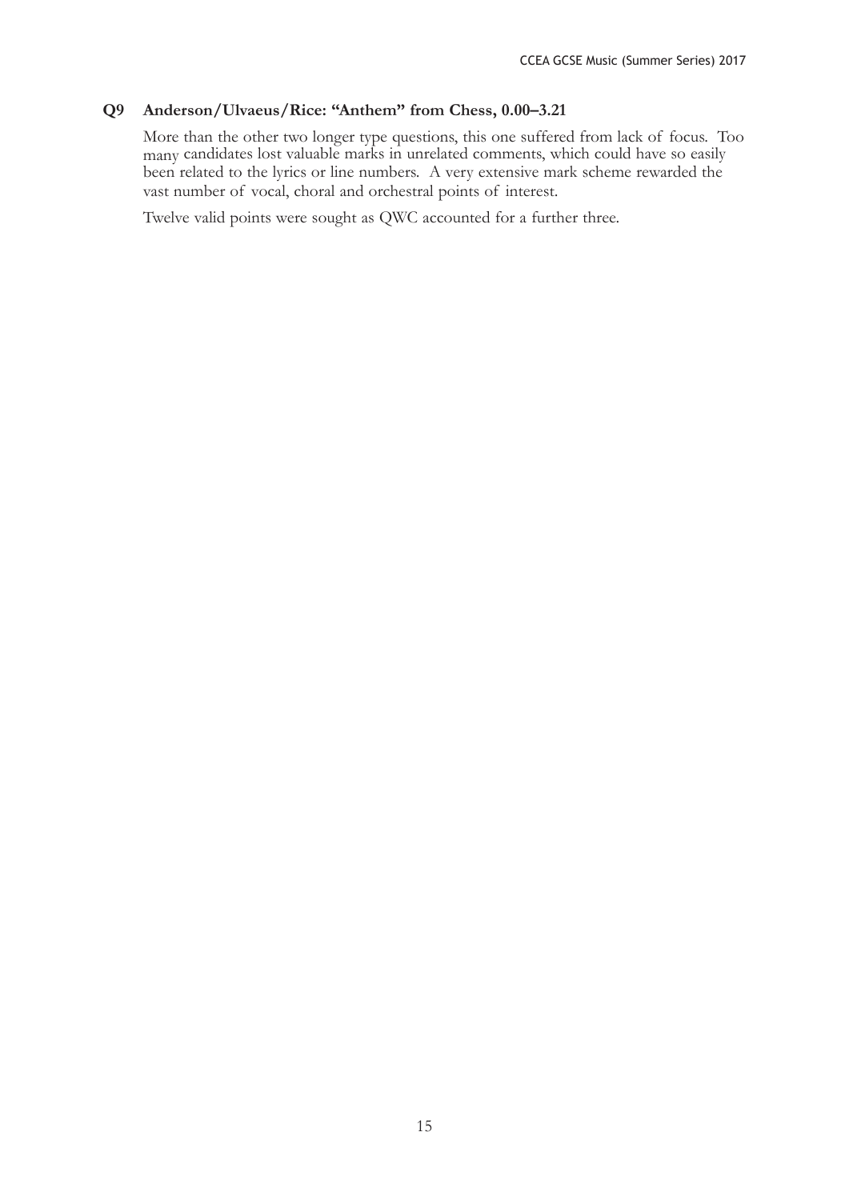**Q9 Anderson/Ulvaeus/Rice: "Anthem" from Chess, 0.00–3.21**

More than the other two longer type questions, this one suffered from lack of focus. Too many candidates lost valuable marks in unrelated comments, which could have so easily been related to the lyrics or line numbers. A very extensive mark scheme rewarded the vast number of vocal, choral and orchestral points of interest.

Twelve valid points were sought as QWC accounted for a further three.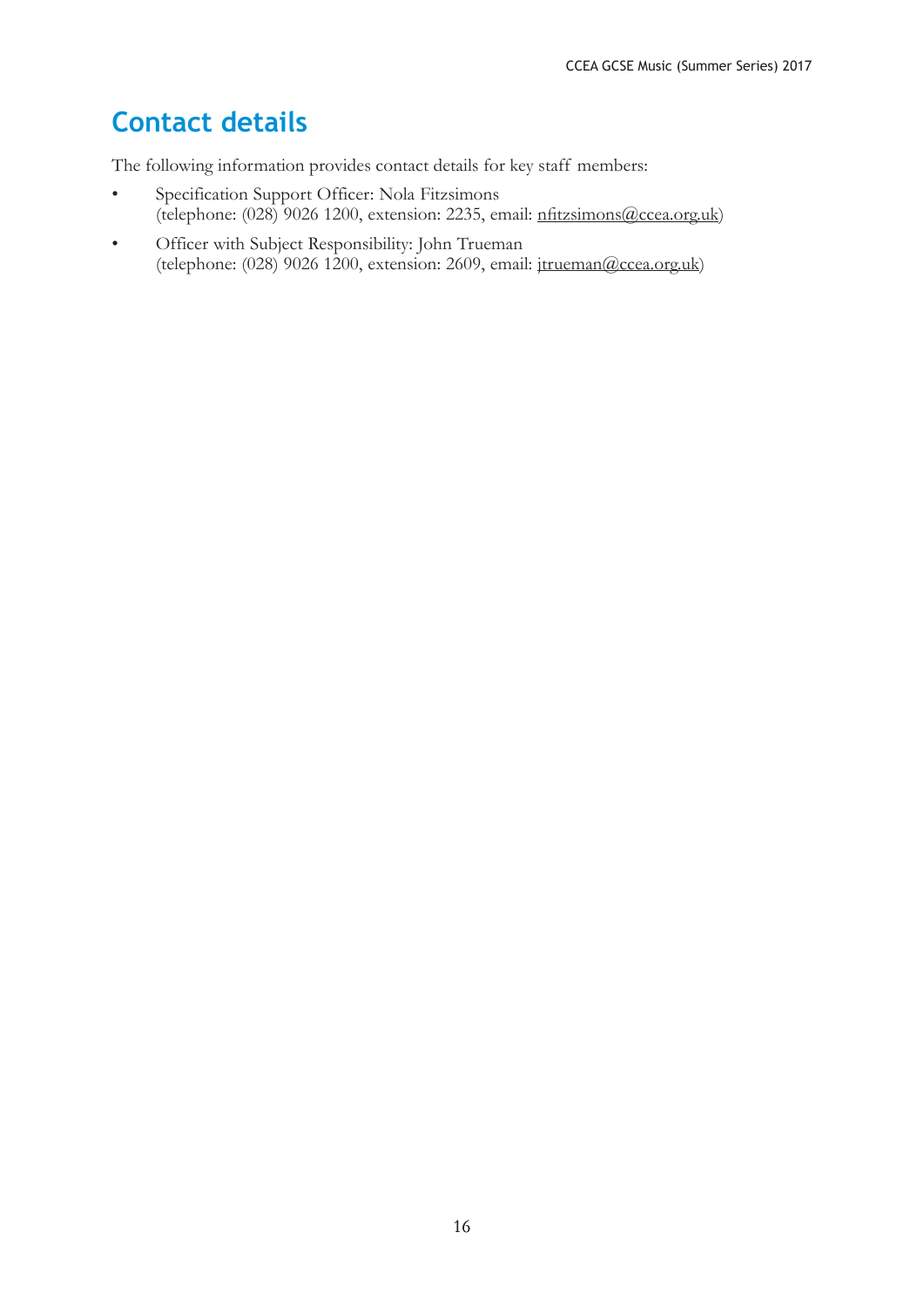# Contact details

The following information provides contact details for key staff members:

- Specification Support Officer: Nola Fitzsimons
  (telephone: (028) 9026 1200, extension: 2235, email: nfitzsimons@ccea.org.uk)
- Officer with Subject Responsibility: John Trueman
  (telephone: (028) 9026 1200, extension: 2609, email: jtrueman@ccea.org.uk)